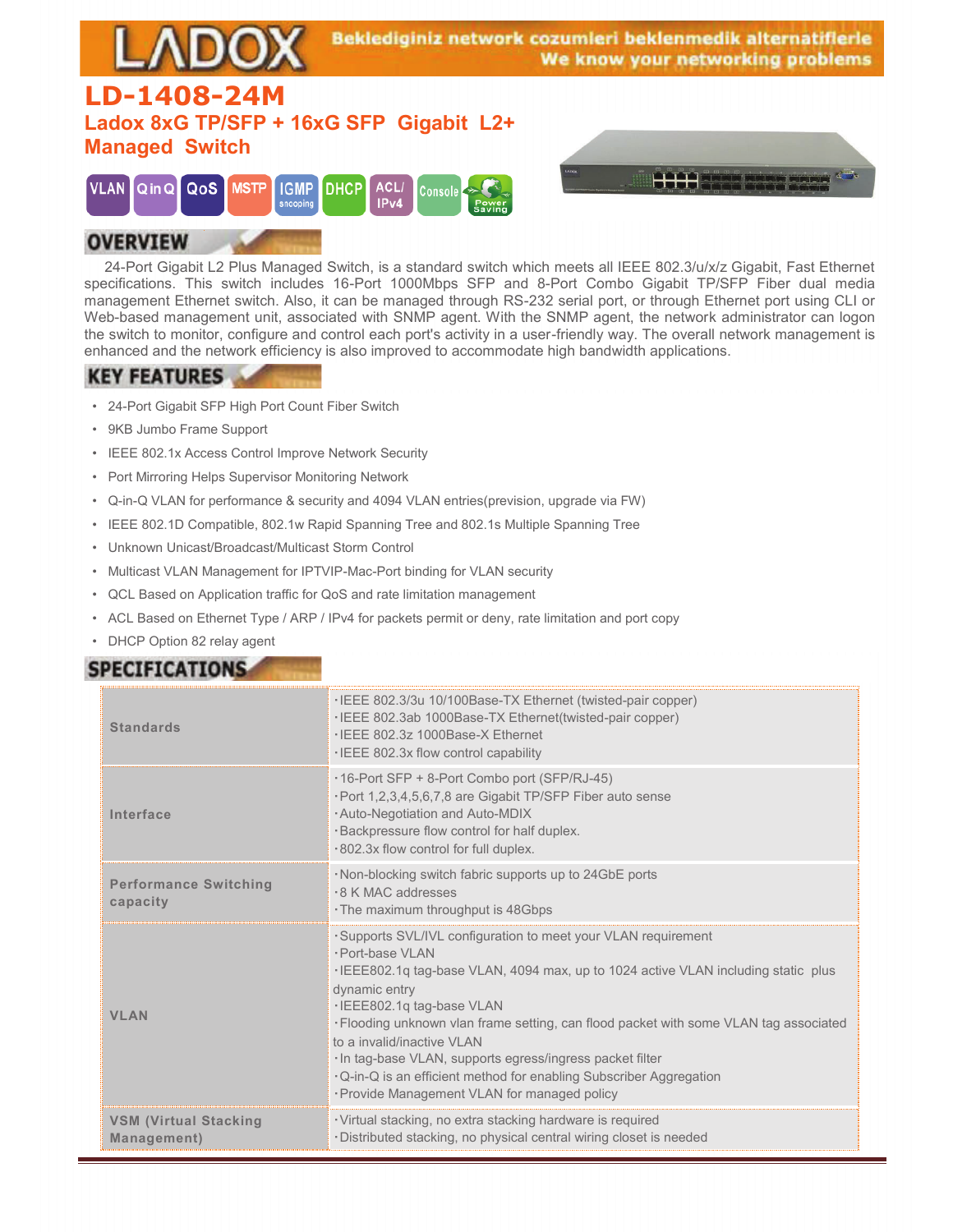LADOX

Beklediginiz network cozumleri beklenmedik alternatiflerle
We know your networking problems

# LD-1408-24M

## Ladox 8xG TP/SFP + 16xG SFP Gigabit L2+ Managed Switch

VLAN | QinQ | QoS | MSTP | IGMP snooping | DHCP | ACL/IPv4 | Console | Power Saving

## OVERVIEW

24-Port Gigabit L2 Plus Managed Switch, is a standard switch which meets all IEEE 802.3/u/x/z Gigabit, Fast Ethernet specifications. This switch includes 16-Port 1000Mbps SFP and 8-Port Combo Gigabit TP/SFP Fiber dual media management Ethernet switch. Also, it can be managed through RS-232 serial port, or through Ethernet port using CLI or Web-based management unit, associated with SNMP agent. With the SNMP agent, the network administrator can logon the switch to monitor, configure and control each port's activity in a user-friendly way. The overall network management is enhanced and the network efficiency is also improved to accommodate high bandwidth applications.

## KEY FEATURES

- 24-Port Gigabit SFP High Port Count Fiber Switch
- 9KB Jumbo Frame Support
- IEEE 802.1x Access Control Improve Network Security
- Port Mirroring Helps Supervisor Monitoring Network
- Q-in-Q VLAN for performance & security and 4094 VLAN entries(prevision, upgrade via FW)
- IEEE 802.1D Compatible, 802.1w Rapid Spanning Tree and 802.1s Multiple Spanning Tree
- Unknown Unicast/Broadcast/Multicast Storm Control
- Multicast VLAN Management for IPTVIP-Mac-Port binding for VLAN security
- QCL Based on Application traffic for QoS and rate limitation management
- ACL Based on Ethernet Type / ARP / IPv4 for packets permit or deny, rate limitation and port copy
- DHCP Option 82 relay agent

## SPECIFICATIONS

| | |
|---|---|
| **Standards** | ·IEEE 802.3/3u 10/100Base-TX Ethernet (twisted-pair copper)<br>·IEEE 802.3ab 1000Base-TX Ethernet(twisted-pair copper)<br>·IEEE 802.3z 1000Base-X Ethernet<br>·IEEE 802.3x flow control capability |
| **Interface** | ·16-Port SFP + 8-Port Combo port (SFP/RJ-45)<br>·Port 1,2,3,4,5,6,7,8 are Gigabit TP/SFP Fiber auto sense<br>·Auto-Negotiation and Auto-MDIX<br>·Backpressure flow control for half duplex.<br>·802.3x flow control for full duplex. |
| **Performance Switching capacity** | ·Non-blocking switch fabric supports up to 24GbE ports<br>·8 K MAC addresses<br>·The maximum throughput is 48Gbps |
| **VLAN** | ·Supports SVL/IVL configuration to meet your VLAN requirement<br>·Port-base VLAN<br>·IEEE802.1q tag-base VLAN, 4094 max, up to 1024 active VLAN including static plus dynamic entry<br>·IEEE802.1q tag-base VLAN<br>·Flooding unknown vlan frame setting, can flood packet with some VLAN tag associated to a invalid/inactive VLAN<br>·In tag-base VLAN, supports egress/ingress packet filter<br>·Q-in-Q is an efficient method for enabling Subscriber Aggregation<br>·Provide Management VLAN for managed policy |
| **VSM (Virtual Stacking Management)** | ·Virtual stacking, no extra stacking hardware is required<br>·Distributed stacking, no physical central wiring closet is needed |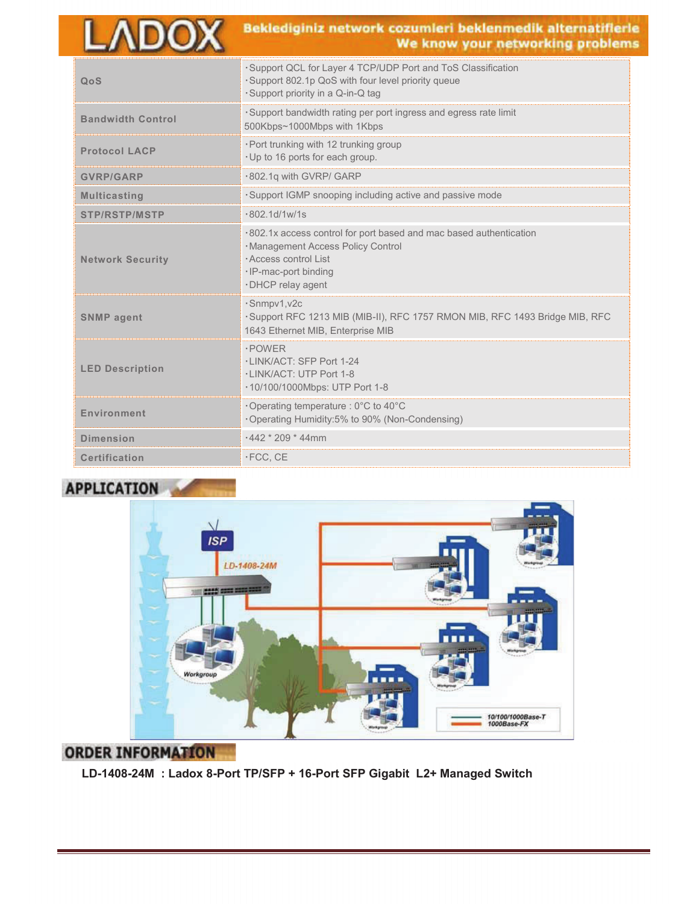| | |
|---|---|
| QoS | ·Support QCL for Layer 4 TCP/UDP Port and ToS Classification<br>·Support 802.1p QoS with four level priority queue<br>·Support priority in a Q-in-Q tag |
| Bandwidth Control | ·Support bandwidth rating per port ingress and egress rate limit 500Kbps~1000Mbps with 1Kbps |
| Protocol LACP | ·Port trunking with 12 trunking group<br>·Up to 16 ports for each group. |
| GVRP/GARP | ·802.1q with GVRP/ GARP |
| Multicasting | ·Support IGMP snooping including active and passive mode |
| STP/RSTP/MSTP | ·802.1d/1w/1s |
| Network Security | ·802.1x access control for port based and mac based authentication<br>·Management Access Policy Control<br>·Access control List<br>·IP-mac-port binding<br>·DHCP relay agent |
| SNMP agent | ·Snmpv1,v2c<br>·Support RFC 1213 MIB (MIB-II), RFC 1757 RMON MIB, RFC 1493 Bridge MIB, RFC 1643 Ethernet MIB, Enterprise MIB |
| LED Description | ·POWER<br>·LINK/ACT: SFP Port 1-24<br>·LINK/ACT: UTP Port 1-8<br>·10/100/1000Mbps: UTP Port 1-8 |
| Environment | ·Operating temperature : 0°C to 40°C<br>·Operating Humidity:5% to 90% (Non-Condensing) |
| Dimension | ·442 * 209 * 44mm |
| Certification | ·FCC, CE |

## APPLICATION

ISP
LD-1408-24M
Workgroup
10/100/1000Base-T
1000Base-FX

## ORDER INFORMATION

**LD-1408-24M : Ladox 8-Port TP/SFP + 16-Port SFP Gigabit L2+ Managed Switch**